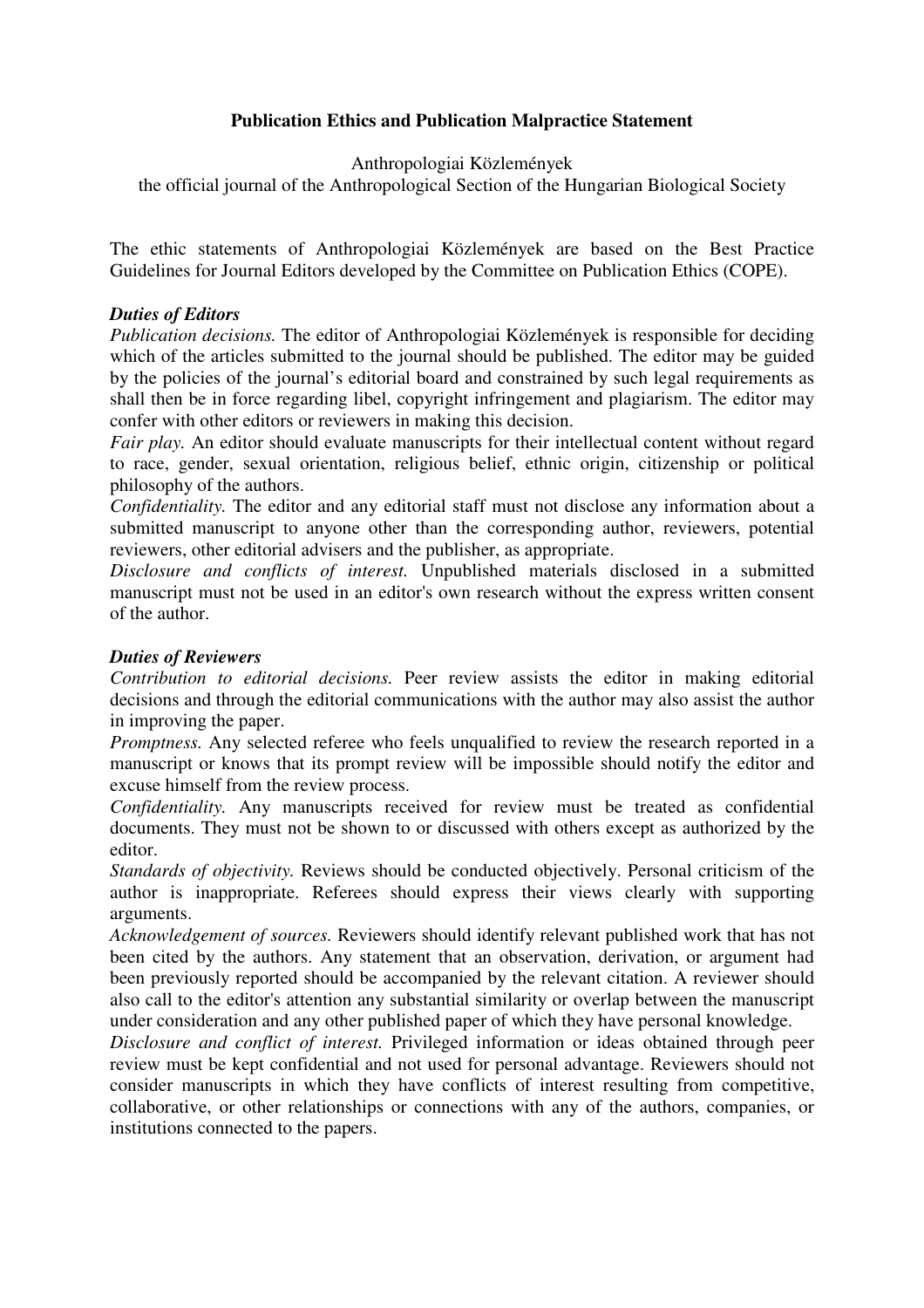# Publication Ethics and Publication Malpractice Statement

Anthropologiai Közlemények
the official journal of the Anthropological Section of the Hungarian Biological Society

The ethic statements of Anthropologiai Közlemények are based on the Best Practice Guidelines for Journal Editors developed by the Committee on Publication Ethics (COPE).

### *Duties of Editors*

*Publication decisions.* The editor of Anthropologiai Közlemények is responsible for deciding which of the articles submitted to the journal should be published. The editor may be guided by the policies of the journal's editorial board and constrained by such legal requirements as shall then be in force regarding libel, copyright infringement and plagiarism. The editor may confer with other editors or reviewers in making this decision.
*Fair play.* An editor should evaluate manuscripts for their intellectual content without regard to race, gender, sexual orientation, religious belief, ethnic origin, citizenship or political philosophy of the authors.
*Confidentiality.* The editor and any editorial staff must not disclose any information about a submitted manuscript to anyone other than the corresponding author, reviewers, potential reviewers, other editorial advisers and the publisher, as appropriate.
*Disclosure and conflicts of interest.* Unpublished materials disclosed in a submitted manuscript must not be used in an editor's own research without the express written consent of the author.

### *Duties of Reviewers*

*Contribution to editorial decisions.* Peer review assists the editor in making editorial decisions and through the editorial communications with the author may also assist the author in improving the paper.
*Promptness.* Any selected referee who feels unqualified to review the research reported in a manuscript or knows that its prompt review will be impossible should notify the editor and excuse himself from the review process.
*Confidentiality.* Any manuscripts received for review must be treated as confidential documents. They must not be shown to or discussed with others except as authorized by the editor.
*Standards of objectivity.* Reviews should be conducted objectively. Personal criticism of the author is inappropriate. Referees should express their views clearly with supporting arguments.
*Acknowledgement of sources.* Reviewers should identify relevant published work that has not been cited by the authors. Any statement that an observation, derivation, or argument had been previously reported should be accompanied by the relevant citation. A reviewer should also call to the editor's attention any substantial similarity or overlap between the manuscript under consideration and any other published paper of which they have personal knowledge.
*Disclosure and conflict of interest.* Privileged information or ideas obtained through peer review must be kept confidential and not used for personal advantage. Reviewers should not consider manuscripts in which they have conflicts of interest resulting from competitive, collaborative, or other relationships or connections with any of the authors, companies, or institutions connected to the papers.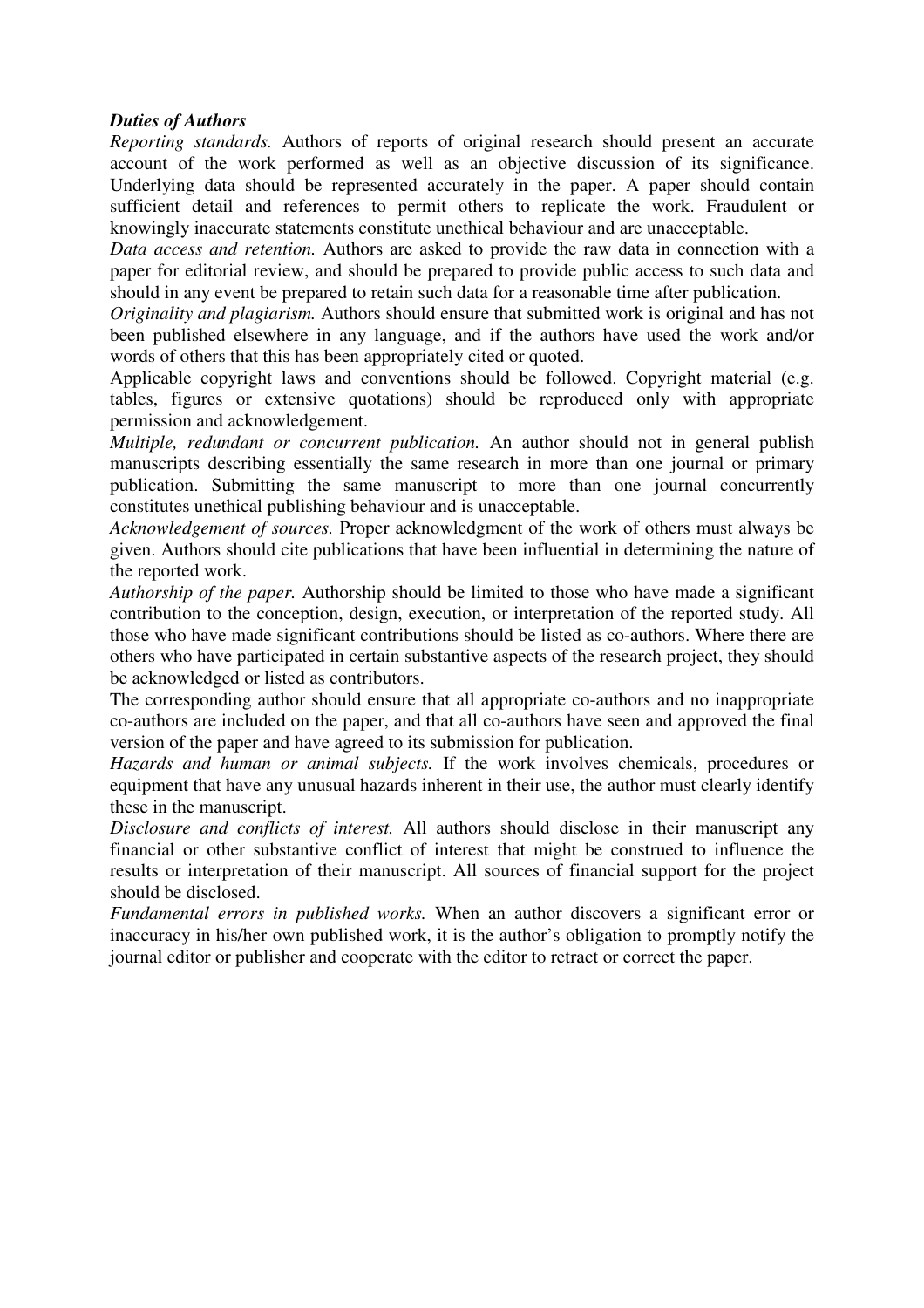***Duties of Authors***

*Reporting standards.* Authors of reports of original research should present an accurate account of the work performed as well as an objective discussion of its significance. Underlying data should be represented accurately in the paper. A paper should contain sufficient detail and references to permit others to replicate the work. Fraudulent or knowingly inaccurate statements constitute unethical behaviour and are unacceptable.

*Data access and retention.* Authors are asked to provide the raw data in connection with a paper for editorial review, and should be prepared to provide public access to such data and should in any event be prepared to retain such data for a reasonable time after publication.

*Originality and plagiarism.* Authors should ensure that submitted work is original and has not been published elsewhere in any language, and if the authors have used the work and/or words of others that this has been appropriately cited or quoted.

Applicable copyright laws and conventions should be followed. Copyright material (e.g. tables, figures or extensive quotations) should be reproduced only with appropriate permission and acknowledgement.

*Multiple, redundant or concurrent publication.* An author should not in general publish manuscripts describing essentially the same research in more than one journal or primary publication. Submitting the same manuscript to more than one journal concurrently constitutes unethical publishing behaviour and is unacceptable.

*Acknowledgement of sources.* Proper acknowledgment of the work of others must always be given. Authors should cite publications that have been influential in determining the nature of the reported work.

*Authorship of the paper.* Authorship should be limited to those who have made a significant contribution to the conception, design, execution, or interpretation of the reported study. All those who have made significant contributions should be listed as co-authors. Where there are others who have participated in certain substantive aspects of the research project, they should be acknowledged or listed as contributors.

The corresponding author should ensure that all appropriate co-authors and no inappropriate co-authors are included on the paper, and that all co-authors have seen and approved the final version of the paper and have agreed to its submission for publication.

*Hazards and human or animal subjects.* If the work involves chemicals, procedures or equipment that have any unusual hazards inherent in their use, the author must clearly identify these in the manuscript.

*Disclosure and conflicts of interest.* All authors should disclose in their manuscript any financial or other substantive conflict of interest that might be construed to influence the results or interpretation of their manuscript. All sources of financial support for the project should be disclosed.

*Fundamental errors in published works.* When an author discovers a significant error or inaccuracy in his/her own published work, it is the author's obligation to promptly notify the journal editor or publisher and cooperate with the editor to retract or correct the paper.